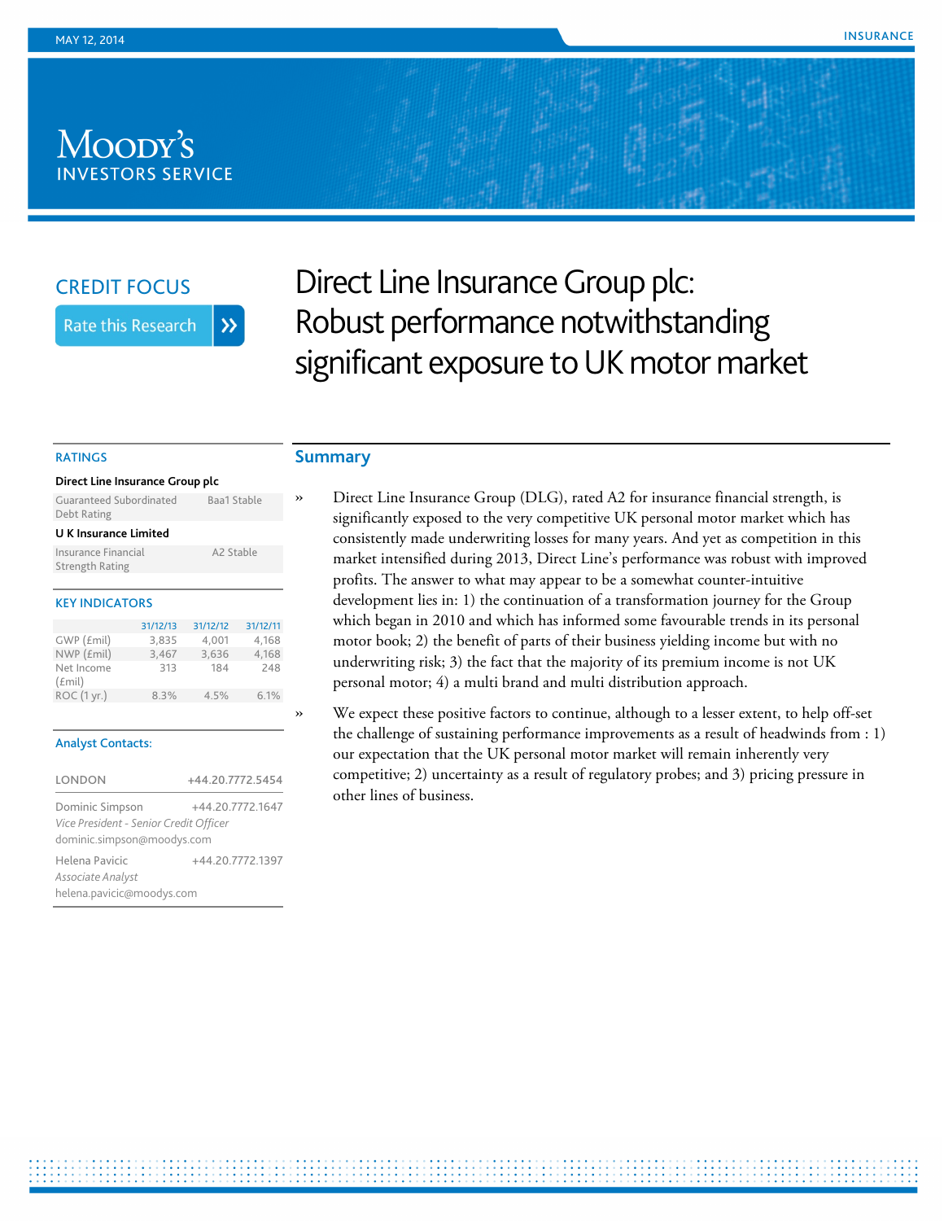MAY 12, 2014

INSURANCE

CREDIT FOCUS

# Direct Line Insurance Group plc: Robust performance notwithstanding significant exposure to UK motor market

## RATINGS

**Direct Line Insurance Group plc**

| | |
|---|---|
| Guaranteed Subordinated Debt Rating | Baa1 Stable |

**U K Insurance Limited**

| | |
|---|---|
| Insurance Financial Strength Rating | A2 Stable |

## KEY INDICATORS

| | 31/12/13 | 31/12/12 | 31/12/11 |
|---|---|---|---|
| GWP (£mil) | 3,835 | 4,001 | 4,168 |
| NWP (£mil) | 3,467 | 3,636 | 4,168 |
| Net Income (£mil) | 313 | 184 | 248 |
| ROC (1 yr.) | 8.3% | 4.5% | 6.1% |

## Analyst Contacts:

| | |
|---|---|
| LONDON | +44.20.7772.5454 |
| Dominic Simpson<br>*Vice President - Senior Credit Officer*<br>dominic.simpson@moodys.com | +44.20.7772.1647 |
| Helena Pavicic<br>*Associate Analyst*<br>helena.pavicic@moodys.com | +44.20.7772.1397 |

## Summary

» Direct Line Insurance Group (DLG), rated A2 for insurance financial strength, is significantly exposed to the very competitive UK personal motor market which has consistently made underwriting losses for many years. And yet as competition in this market intensified during 2013, Direct Line's performance was robust with improved profits. The answer to what may appear to be a somewhat counter-intuitive development lies in: 1) the continuation of a transformation journey for the Group which began in 2010 and which has informed some favourable trends in its personal motor book; 2) the benefit of parts of their business yielding income but with no underwriting risk; 3) the fact that the majority of its premium income is not UK personal motor; 4) a multi brand and multi distribution approach.

» We expect these positive factors to continue, although to a lesser extent, to help off-set the challenge of sustaining performance improvements as a result of headwinds from : 1) our expectation that the UK personal motor market will remain inherently very competitive; 2) uncertainty as a result of regulatory probes; and 3) pricing pressure in other lines of business.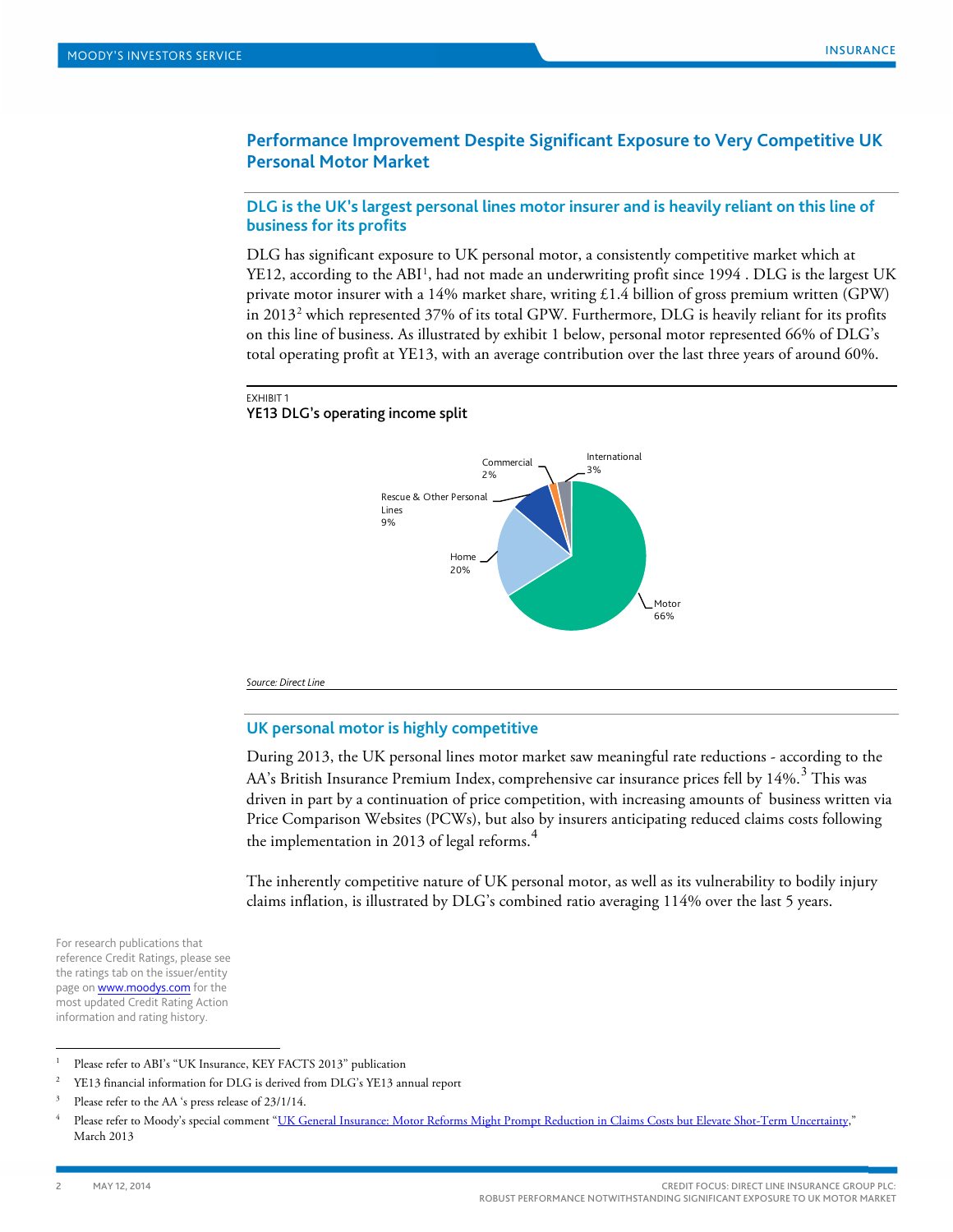## Performance Improvement Despite Significant Exposure to Very Competitive UK Personal Motor Market

### DLG is the UK's largest personal lines motor insurer and is heavily reliant on this line of business for its profits

DLG has significant exposure to UK personal motor, a consistently competitive market which at YE12, according to the ABI[1], had not made an underwriting profit since 1994 . DLG is the largest UK private motor insurer with a 14% market share, writing £1.4 billion of gross premium written (GPW) in 2013[2] which represented 37% of its total GPW. Furthermore, DLG is heavily reliant for its profits on this line of business. As illustrated by exhibit 1 below, personal motor represented 66% of DLG's total operating profit at YE13, with an average contribution over the last three years of around 60%.

EXHIBIT 1
**YE13 DLG's operating income split**

| Segment | Share |
|---|---|
| Motor | 66% |
| Home | 20% |
| Rescue & Other Personal Lines | 9% |
| Commercial | 2% |
| International | 3% |

*Source: Direct Line*

### UK personal motor is highly competitive

During 2013, the UK personal lines motor market saw meaningful rate reductions - according to the AA's British Insurance Premium Index, comprehensive car insurance prices fell by 14%.[3] This was driven in part by a continuation of price competition, with increasing amounts of business written via Price Comparison Websites (PCWs), but also by insurers anticipating reduced claims costs following the implementation in 2013 of legal reforms.[4]

The inherently competitive nature of UK personal motor, as well as its vulnerability to bodily injury claims inflation, is illustrated by DLG's combined ratio averaging 114% over the last 5 years.

For research publications that reference Credit Ratings, please see the ratings tab on the issuer/entity page on www.moodys.com for the most updated Credit Rating Action information and rating history.

---

1 Please refer to ABI's "UK Insurance, KEY FACTS 2013" publication

2 YE13 financial information for DLG is derived from DLG's YE13 annual report

3 Please refer to the AA 's press release of 23/1/14.

4 Please refer to Moody's special comment "UK General Insurance: Motor Reforms Might Prompt Reduction in Claims Costs but Elevate Shot-Term Uncertainty," March 2013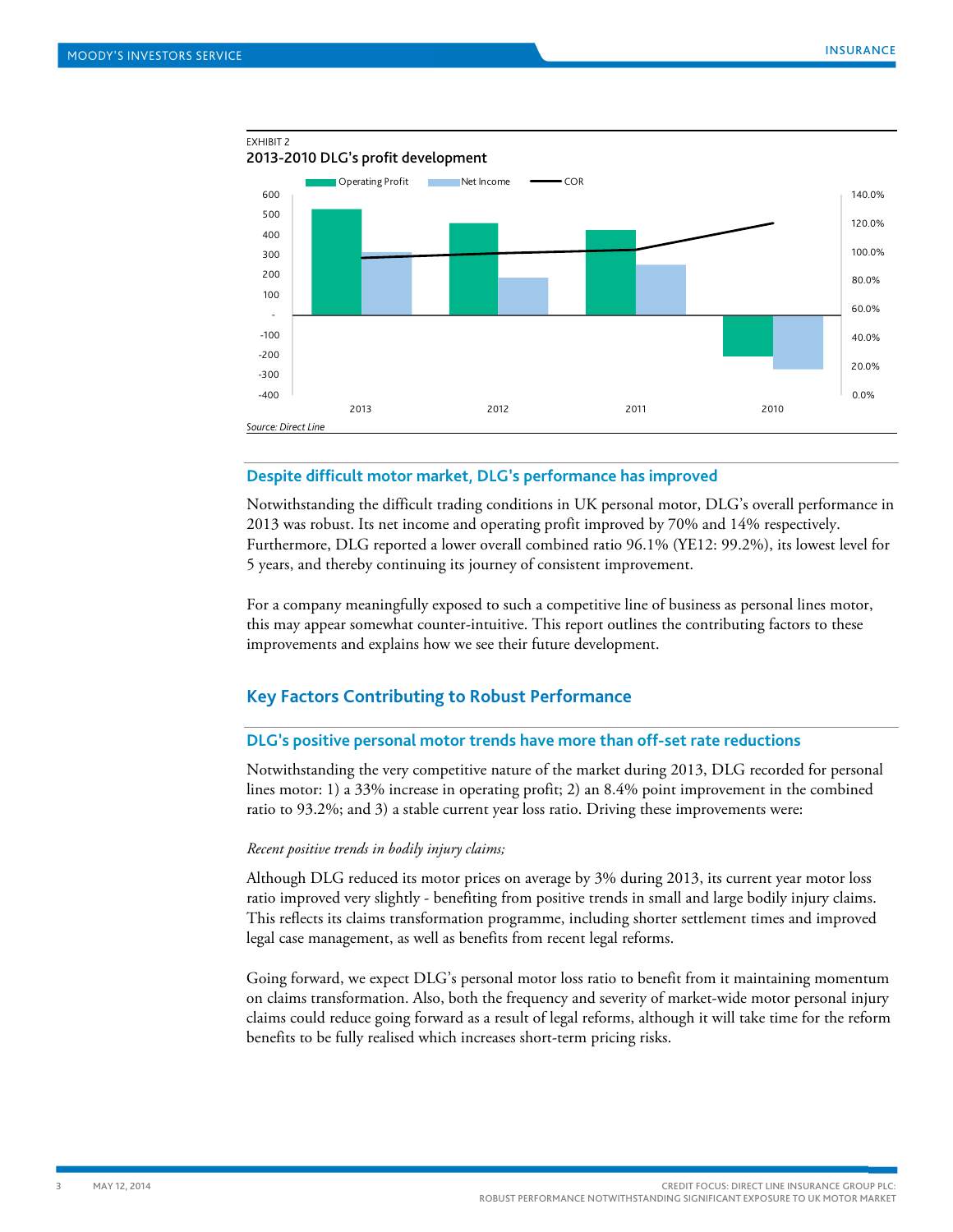EXHIBIT 2

**2013-2010 DLG's profit development**

Source: Direct Line

### Despite difficult motor market, DLG's performance has improved

Notwithstanding the difficult trading conditions in UK personal motor, DLG's overall performance in 2013 was robust. Its net income and operating profit improved by 70% and 14% respectively. Furthermore, DLG reported a lower overall combined ratio 96.1% (YE12: 99.2%), its lowest level for 5 years, and thereby continuing its journey of consistent improvement.

For a company meaningfully exposed to such a competitive line of business as personal lines motor, this may appear somewhat counter-intuitive. This report outlines the contributing factors to these improvements and explains how we see their future development.

## Key Factors Contributing to Robust Performance

### DLG's positive personal motor trends have more than off-set rate reductions

Notwithstanding the very competitive nature of the market during 2013, DLG recorded for personal lines motor: 1) a 33% increase in operating profit; 2) an 8.4% point improvement in the combined ratio to 93.2%; and 3) a stable current year loss ratio. Driving these improvements were:

*Recent positive trends in bodily injury claims;*

Although DLG reduced its motor prices on average by 3% during 2013, its current year motor loss ratio improved very slightly - benefiting from positive trends in small and large bodily injury claims. This reflects its claims transformation programme, including shorter settlement times and improved legal case management, as well as benefits from recent legal reforms.

Going forward, we expect DLG's personal motor loss ratio to benefit from it maintaining momentum on claims transformation. Also, both the frequency and severity of market-wide motor personal injury claims could reduce going forward as a result of legal reforms, although it will take time for the reform benefits to be fully realised which increases short-term pricing risks.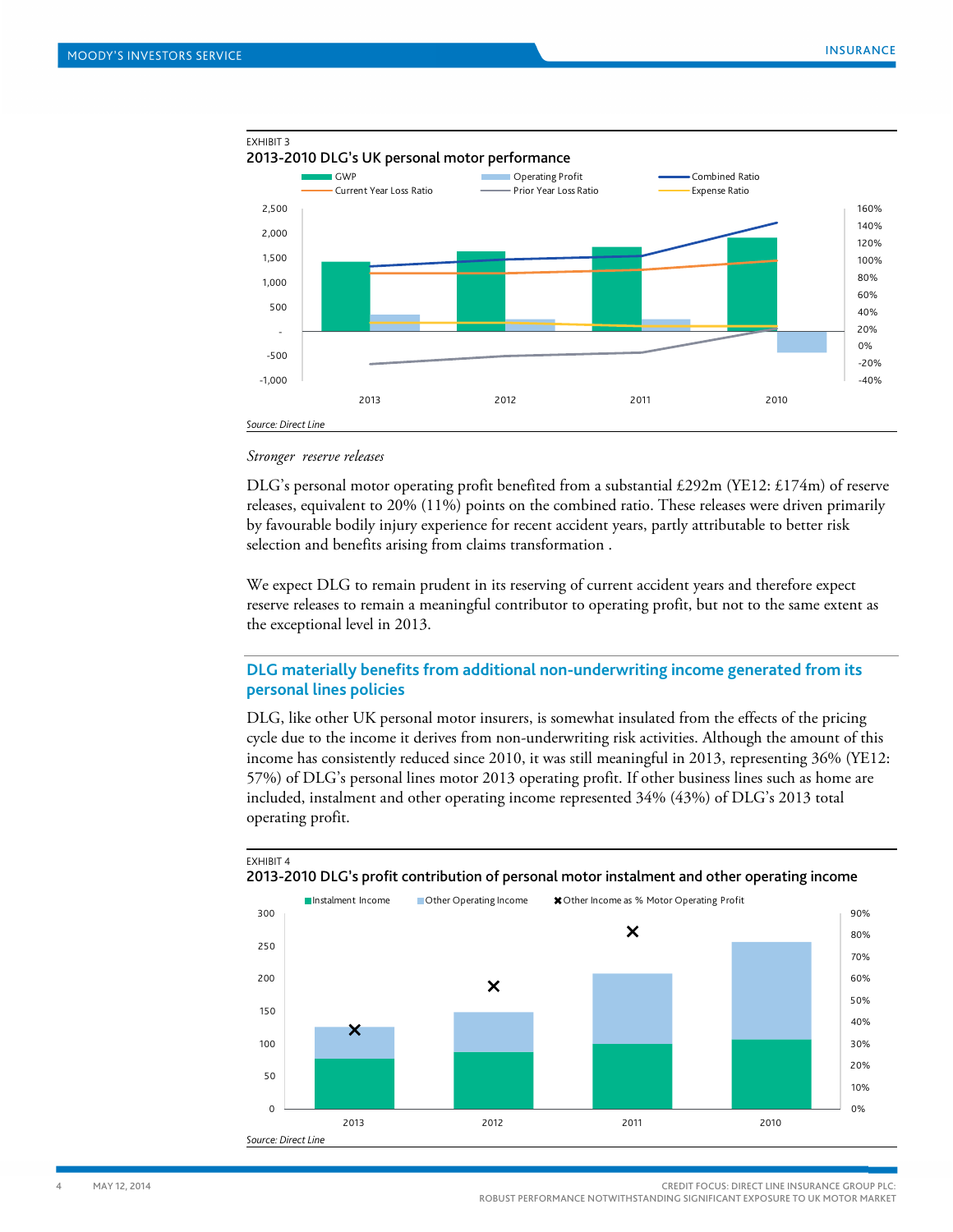EXHIBIT 3

**2013-2010 DLG's UK personal motor performance**

Source: Direct Line

*Stronger reserve releases*

DLG's personal motor operating profit benefited from a substantial £292m (YE12: £174m) of reserve releases, equivalent to 20% (11%) points on the combined ratio. These releases were driven primarily by favourable bodily injury experience for recent accident years, partly attributable to better risk selection and benefits arising from claims transformation .

We expect DLG to remain prudent in its reserving of current accident years and therefore expect reserve releases to remain a meaningful contributor to operating profit, but not to the same extent as the exceptional level in 2013.

## DLG materially benefits from additional non-underwriting income generated from its personal lines policies

DLG, like other UK personal motor insurers, is somewhat insulated from the effects of the pricing cycle due to the income it derives from non-underwriting risk activities. Although the amount of this income has consistently reduced since 2010, it was still meaningful in 2013, representing 36% (YE12: 57%) of DLG's personal lines motor 2013 operating profit. If other business lines such as home are included, instalment and other operating income represented 34% (43%) of DLG's 2013 total operating profit.

EXHIBIT 4

**2013-2010 DLG's profit contribution of personal motor instalment and other operating income**

Source: Direct Line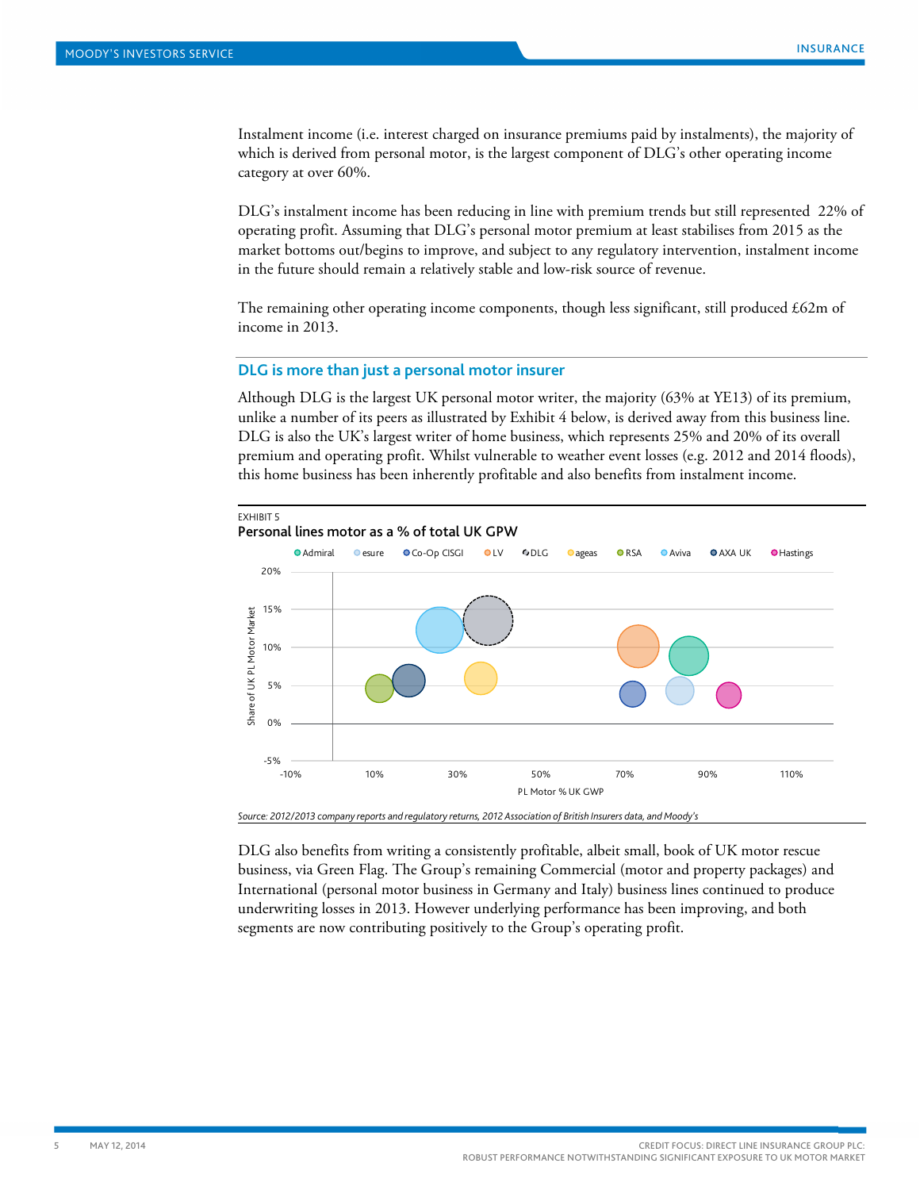Instalment income (i.e. interest charged on insurance premiums paid by instalments), the majority of which is derived from personal motor, is the largest component of DLG's other operating income category at over 60%.

DLG's instalment income has been reducing in line with premium trends but still represented 22% of operating profit. Assuming that DLG's personal motor premium at least stabilises from 2015 as the market bottoms out/begins to improve, and subject to any regulatory intervention, instalment income in the future should remain a relatively stable and low-risk source of revenue.

The remaining other operating income components, though less significant, still produced £62m of income in 2013.

## DLG is more than just a personal motor insurer

Although DLG is the largest UK personal motor writer, the majority (63% at YE13) of its premium, unlike a number of its peers as illustrated by Exhibit 4 below, is derived away from this business line. DLG is also the UK's largest writer of home business, which represents 25% and 20% of its overall premium and operating profit. Whilst vulnerable to weather event losses (e.g. 2012 and 2014 floods), this home business has been inherently profitable and also benefits from instalment income.

EXHIBIT 5

**Personal lines motor as a % of total UK GPW**

Legend: Admiral, esure, Co-Op CISGI, LV, DLG, ageas, RSA, Aviva, AXA UK, Hastings

Y-axis: Share of UK PL Motor Market (-5% to 20%); X-axis: PL Motor % UK GWP (-10% to 110%)

*Source: 2012/2013 company reports and regulatory returns, 2012 Association of British Insurers data, and Moody's*

DLG also benefits from writing a consistently profitable, albeit small, book of UK motor rescue business, via Green Flag. The Group's remaining Commercial (motor and property packages) and International (personal motor business in Germany and Italy) business lines continued to produce underwriting losses in 2013. However underlying performance has been improving, and both segments are now contributing positively to the Group's operating profit.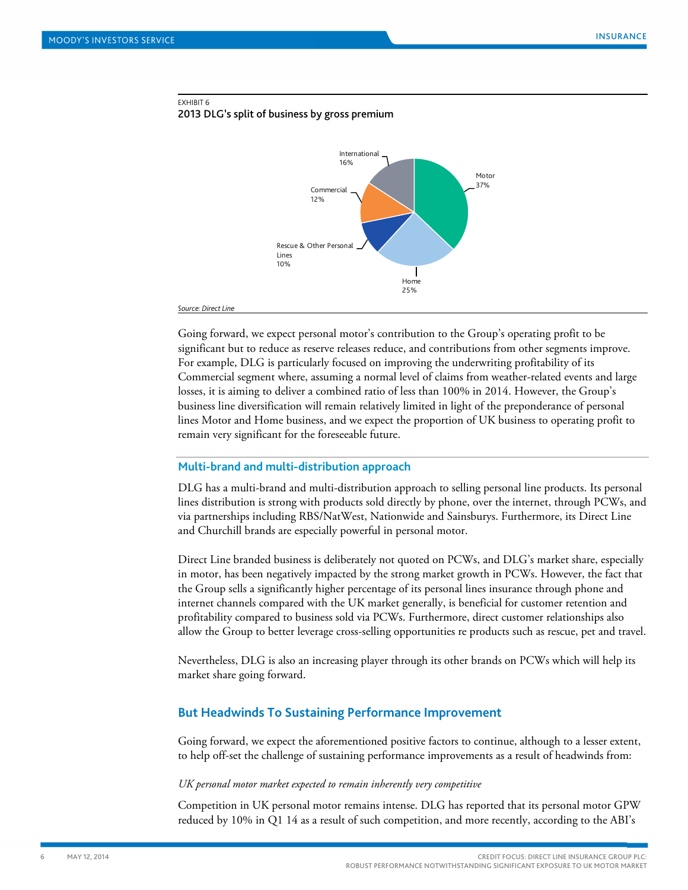EXHIBIT 6

**2013 DLG's split of business by gross premium**

| Segment | Share |
|---|---|
| Motor | 37% |
| Home | 25% |
| Rescue & Other Personal Lines | 10% |
| Commercial | 12% |
| International | 16% |

*Source: Direct Line*

Going forward, we expect personal motor's contribution to the Group's operating profit to be significant but to reduce as reserve releases reduce, and contributions from other segments improve. For example, DLG is particularly focused on improving the underwriting profitability of its Commercial segment where, assuming a normal level of claims from weather-related events and large losses, it is aiming to deliver a combined ratio of less than 100% in 2014. However, the Group's business line diversification will remain relatively limited in light of the preponderance of personal lines Motor and Home business, and we expect the proportion of UK business to operating profit to remain very significant for the foreseeable future.

### Multi-brand and multi-distribution approach

DLG has a multi-brand and multi-distribution approach to selling personal line products. Its personal lines distribution is strong with products sold directly by phone, over the internet, through PCWs, and via partnerships including RBS/NatWest, Nationwide and Sainsburys. Furthermore, its Direct Line and Churchill brands are especially powerful in personal motor.

Direct Line branded business is deliberately not quoted on PCWs, and DLG's market share, especially in motor, has been negatively impacted by the strong market growth in PCWs. However, the fact that the Group sells a significantly higher percentage of its personal lines insurance through phone and internet channels compared with the UK market generally, is beneficial for customer retention and profitability compared to business sold via PCWs. Furthermore, direct customer relationships also allow the Group to better leverage cross-selling opportunities re products such as rescue, pet and travel.

Nevertheless, DLG is also an increasing player through its other brands on PCWs which will help its market share going forward.

## But Headwinds To Sustaining Performance Improvement

Going forward, we expect the aforementioned positive factors to continue, although to a lesser extent, to help off-set the challenge of sustaining performance improvements as a result of headwinds from:

*UK personal motor market expected to remain inherently very competitive*

Competition in UK personal motor remains intense. DLG has reported that its personal motor GPW reduced by 10% in Q1 14 as a result of such competition, and more recently, according to the ABI's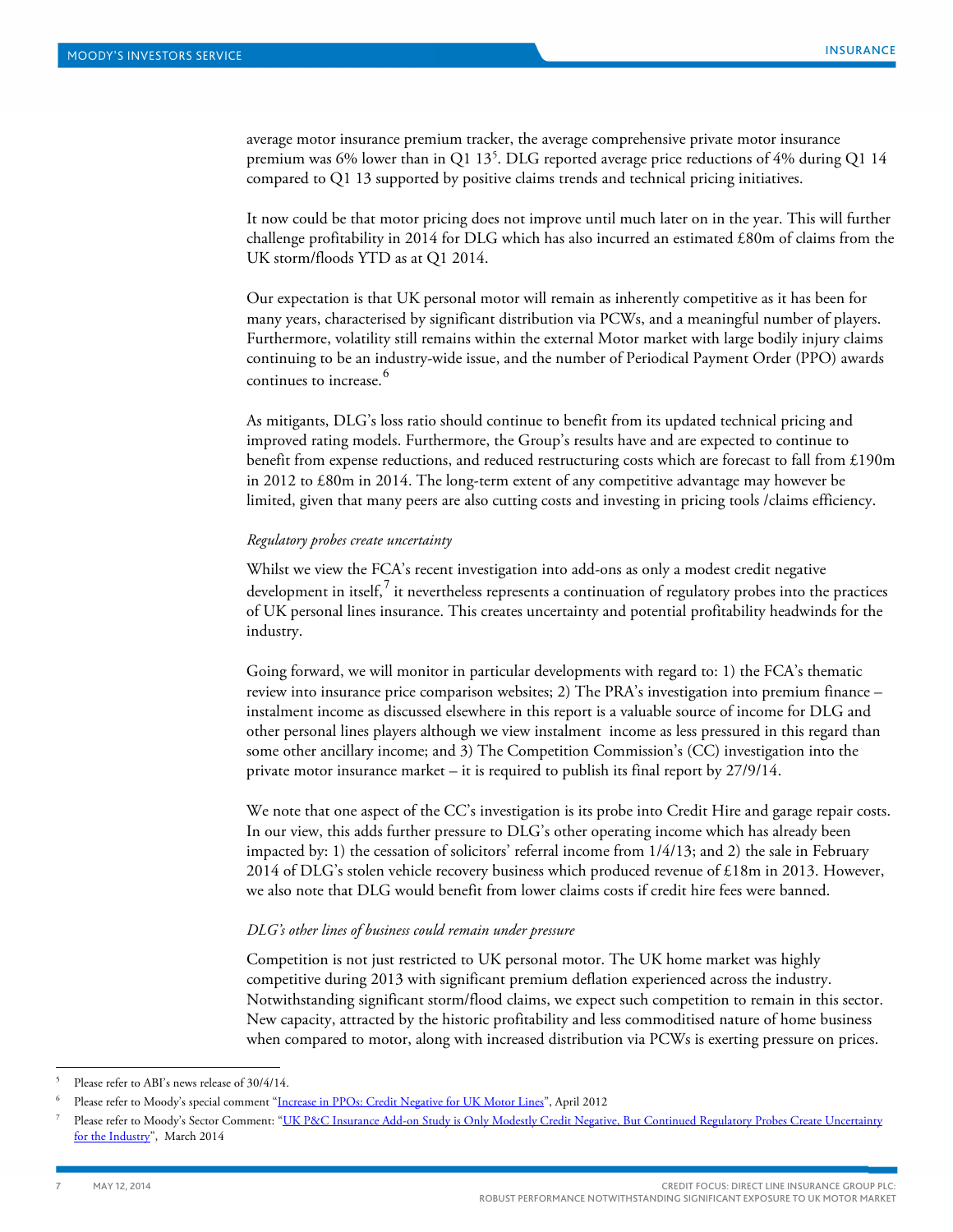average motor insurance premium tracker, the average comprehensive private motor insurance premium was 6% lower than in Q1 13[5]. DLG reported average price reductions of 4% during Q1 14 compared to Q1 13 supported by positive claims trends and technical pricing initiatives.

It now could be that motor pricing does not improve until much later on in the year. This will further challenge profitability in 2014 for DLG which has also incurred an estimated £80m of claims from the UK storm/floods YTD as at Q1 2014.

Our expectation is that UK personal motor will remain as inherently competitive as it has been for many years, characterised by significant distribution via PCWs, and a meaningful number of players. Furthermore, volatility still remains within the external Motor market with large bodily injury claims continuing to be an industry-wide issue, and the number of Periodical Payment Order (PPO) awards continues to increase.[6]

As mitigants, DLG's loss ratio should continue to benefit from its updated technical pricing and improved rating models. Furthermore, the Group's results have and are expected to continue to benefit from expense reductions, and reduced restructuring costs which are forecast to fall from £190m in 2012 to £80m in 2014. The long-term extent of any competitive advantage may however be limited, given that many peers are also cutting costs and investing in pricing tools /claims efficiency.

*Regulatory probes create uncertainty*

Whilst we view the FCA's recent investigation into add-ons as only a modest credit negative development in itself,[7] it nevertheless represents a continuation of regulatory probes into the practices of UK personal lines insurance. This creates uncertainty and potential profitability headwinds for the industry.

Going forward, we will monitor in particular developments with regard to: 1) the FCA's thematic review into insurance price comparison websites; 2) The PRA's investigation into premium finance – instalment income as discussed elsewhere in this report is a valuable source of income for DLG and other personal lines players although we view instalment income as less pressured in this regard than some other ancillary income; and 3) The Competition Commission's (CC) investigation into the private motor insurance market – it is required to publish its final report by 27/9/14.

We note that one aspect of the CC's investigation is its probe into Credit Hire and garage repair costs. In our view, this adds further pressure to DLG's other operating income which has already been impacted by: 1) the cessation of solicitors' referral income from 1/4/13; and 2) the sale in February 2014 of DLG's stolen vehicle recovery business which produced revenue of £18m in 2013. However, we also note that DLG would benefit from lower claims costs if credit hire fees were banned.

*DLG's other lines of business could remain under pressure*

Competition is not just restricted to UK personal motor. The UK home market was highly competitive during 2013 with significant premium deflation experienced across the industry. Notwithstanding significant storm/flood claims, we expect such competition to remain in this sector. New capacity, attracted by the historic profitability and less commoditised nature of home business when compared to motor, along with increased distribution via PCWs is exerting pressure on prices.

---

[5] Please refer to ABI's news release of 30/4/14.

[6] Please refer to Moody's special comment "Increase in PPOs: Credit Negative for UK Motor Lines", April 2012

[7] Please refer to Moody's Sector Comment: "UK P&C Insurance Add-on Study is Only Modestly Credit Negative, But Continued Regulatory Probes Create Uncertainty for the Industry", March 2014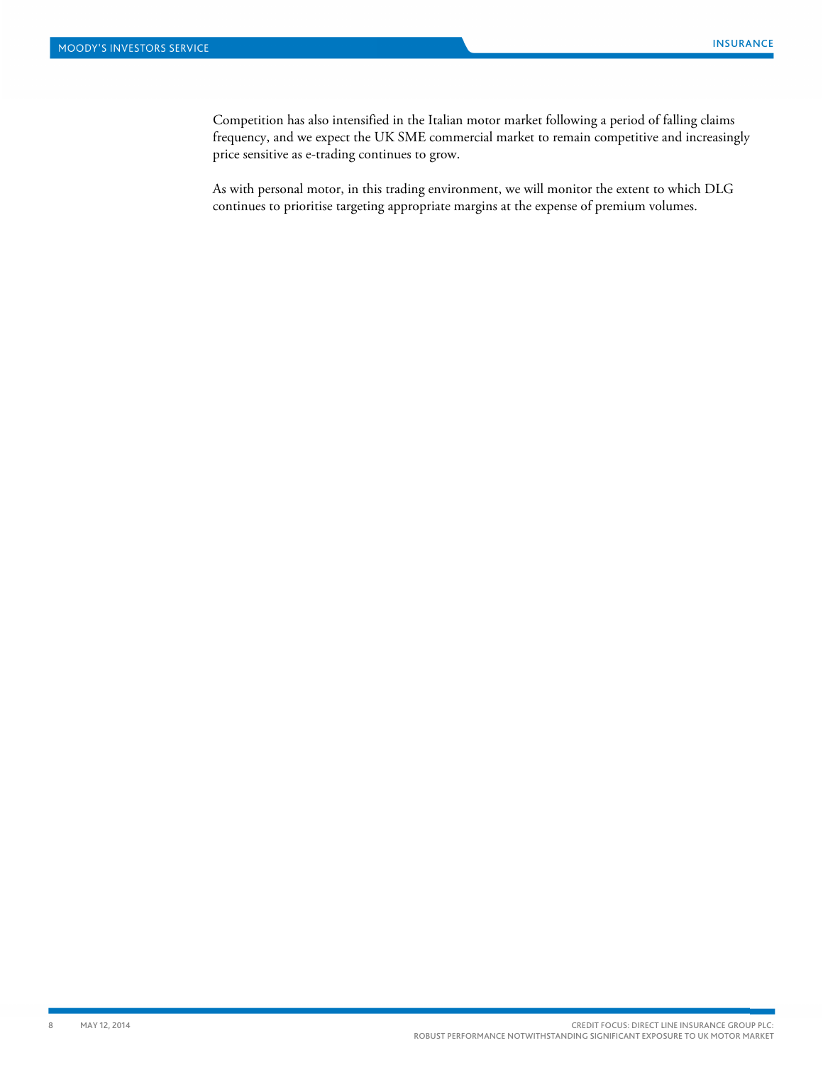Competition has also intensified in the Italian motor market following a period of falling claims frequency, and we expect the UK SME commercial market to remain competitive and increasingly price sensitive as e-trading continues to grow.

As with personal motor, in this trading environment, we will monitor the extent to which DLG continues to prioritise targeting appropriate margins at the expense of premium volumes.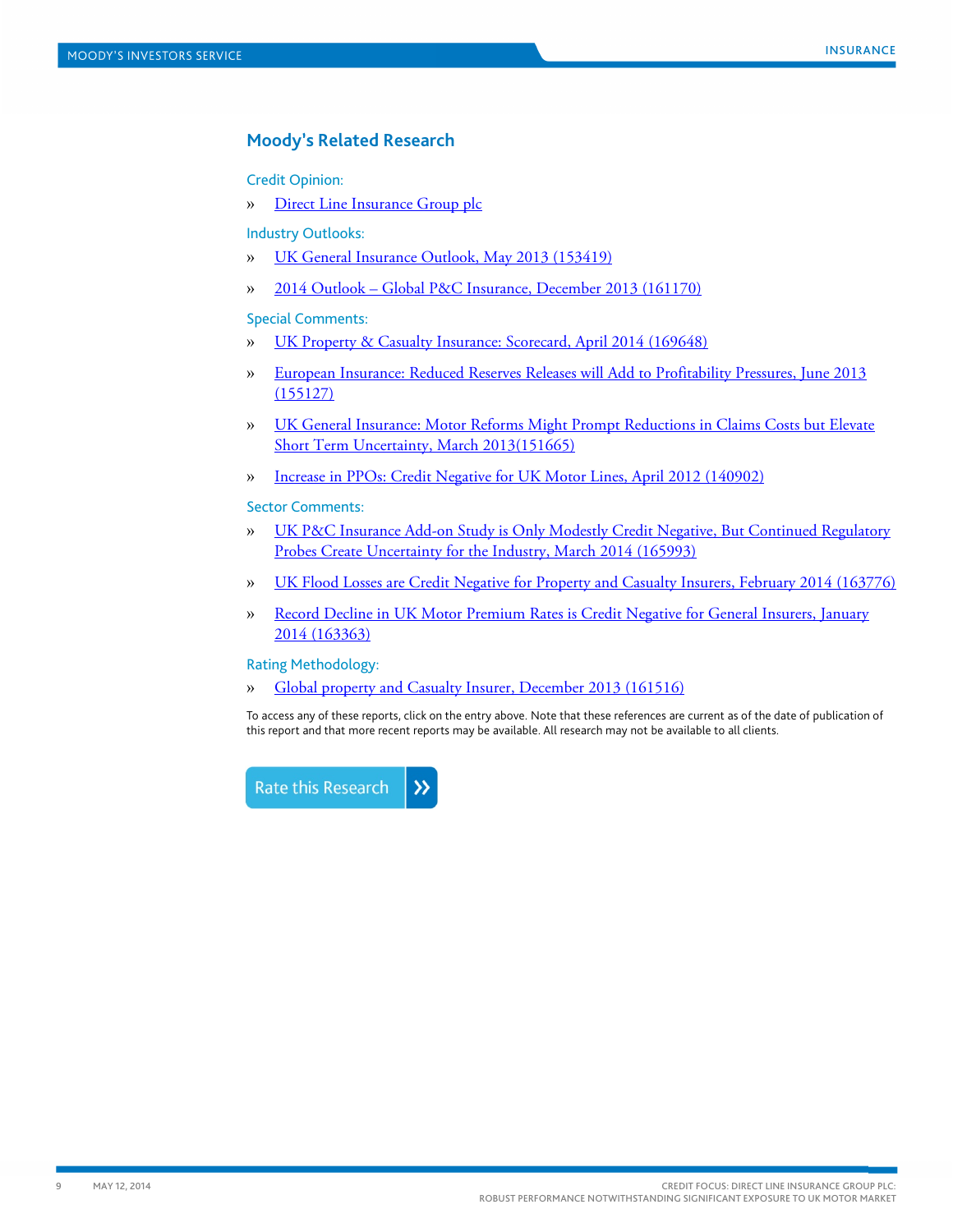## Moody's Related Research

Credit Opinion:

» Direct Line Insurance Group plc

Industry Outlooks:

» UK General Insurance Outlook, May 2013 (153419)

» 2014 Outlook – Global P&C Insurance, December 2013 (161170)

Special Comments:

» UK Property & Casualty Insurance: Scorecard, April 2014 (169648)

» European Insurance: Reduced Reserves Releases will Add to Profitability Pressures, June 2013 (155127)

» UK General Insurance: Motor Reforms Might Prompt Reductions in Claims Costs but Elevate Short Term Uncertainty, March 2013(151665)

» Increase in PPOs: Credit Negative for UK Motor Lines, April 2012 (140902)

Sector Comments:

» UK P&C Insurance Add-on Study is Only Modestly Credit Negative, But Continued Regulatory Probes Create Uncertainty for the Industry, March 2014 (165993)

» UK Flood Losses are Credit Negative for Property and Casualty Insurers, February 2014 (163776)

» Record Decline in UK Motor Premium Rates is Credit Negative for General Insurers, January 2014 (163363)

Rating Methodology:

» Global property and Casualty Insurer, December 2013 (161516)

To access any of these reports, click on the entry above. Note that these references are current as of the date of publication of this report and that more recent reports may be available. All research may not be available to all clients.

Rate this Research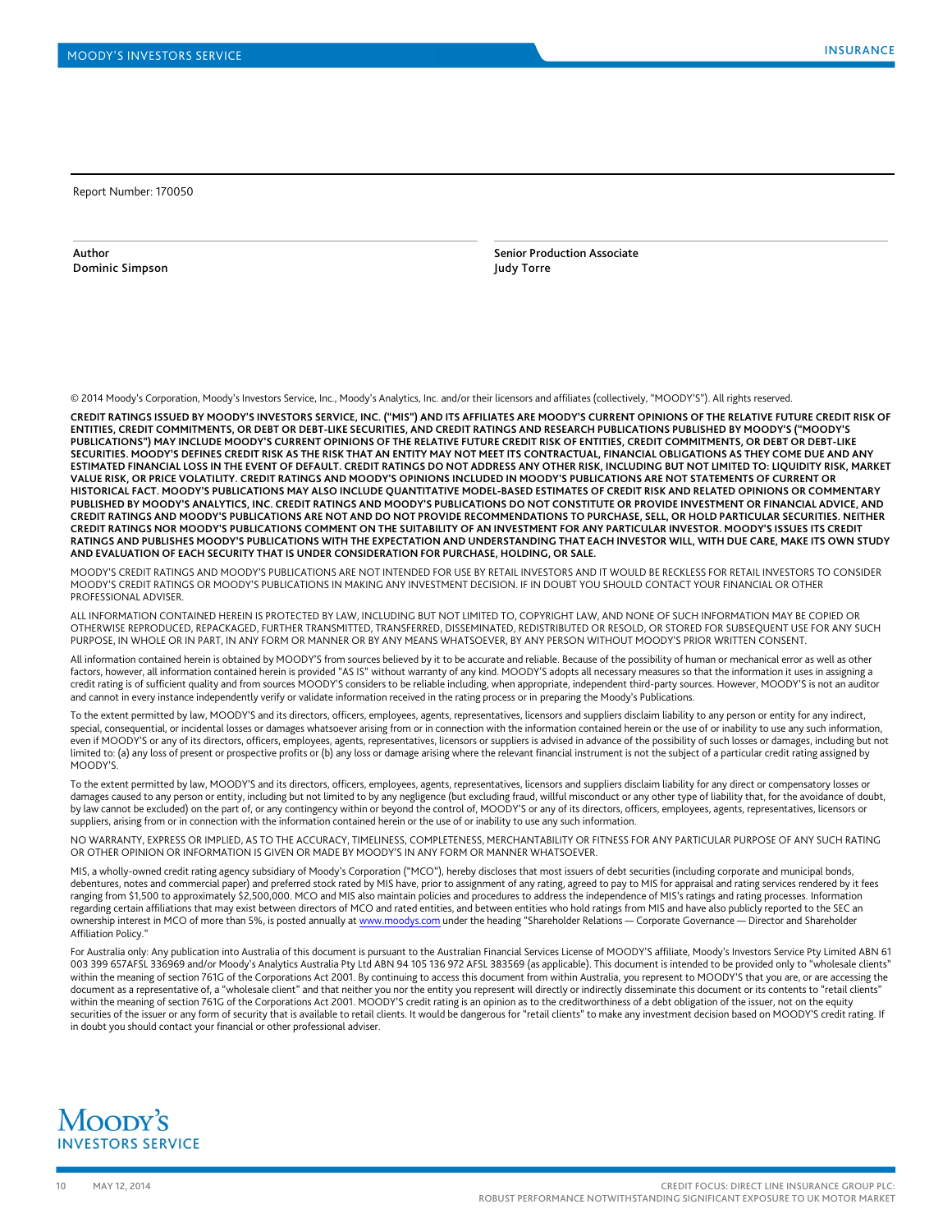Report Number: 170050

Author
Dominic Simpson

Senior Production Associate
Judy Torre

© 2014 Moody's Corporation, Moody's Investors Service, Inc., Moody's Analytics, Inc. and/or their licensors and affiliates (collectively, "MOODY'S"). All rights reserved.

**CREDIT RATINGS ISSUED BY MOODY'S INVESTORS SERVICE, INC. ("MIS") AND ITS AFFILIATES ARE MOODY'S CURRENT OPINIONS OF THE RELATIVE FUTURE CREDIT RISK OF ENTITIES, CREDIT COMMITMENTS, OR DEBT OR DEBT-LIKE SECURITIES, AND CREDIT RATINGS AND RESEARCH PUBLICATIONS PUBLISHED BY MOODY'S ("MOODY'S PUBLICATIONS") MAY INCLUDE MOODY'S CURRENT OPINIONS OF THE RELATIVE FUTURE CREDIT RISK OF ENTITIES, CREDIT COMMITMENTS, OR DEBT OR DEBT-LIKE SECURITIES. MOODY'S DEFINES CREDIT RISK AS THE RISK THAT AN ENTITY MAY NOT MEET ITS CONTRACTUAL, FINANCIAL OBLIGATIONS AS THEY COME DUE AND ANY ESTIMATED FINANCIAL LOSS IN THE EVENT OF DEFAULT. CREDIT RATINGS DO NOT ADDRESS ANY OTHER RISK, INCLUDING BUT NOT LIMITED TO: LIQUIDITY RISK, MARKET VALUE RISK, OR PRICE VOLATILITY. CREDIT RATINGS AND MOODY'S OPINIONS INCLUDED IN MOODY'S PUBLICATIONS ARE NOT STATEMENTS OF CURRENT OR HISTORICAL FACT. MOODY'S PUBLICATIONS MAY ALSO INCLUDE QUANTITATIVE MODEL-BASED ESTIMATES OF CREDIT RISK AND RELATED OPINIONS OR COMMENTARY PUBLISHED BY MOODY'S ANALYTICS, INC. CREDIT RATINGS AND MOODY'S PUBLICATIONS DO NOT CONSTITUTE OR PROVIDE INVESTMENT OR FINANCIAL ADVICE, AND CREDIT RATINGS AND MOODY'S PUBLICATIONS ARE NOT AND DO NOT PROVIDE RECOMMENDATIONS TO PURCHASE, SELL, OR HOLD PARTICULAR SECURITIES. NEITHER CREDIT RATINGS NOR MOODY'S PUBLICATIONS COMMENT ON THE SUITABILITY OF AN INVESTMENT FOR ANY PARTICULAR INVESTOR. MOODY'S ISSUES ITS CREDIT RATINGS AND PUBLISHES MOODY'S PUBLICATIONS WITH THE EXPECTATION AND UNDERSTANDING THAT EACH INVESTOR WILL, WITH DUE CARE, MAKE ITS OWN STUDY AND EVALUATION OF EACH SECURITY THAT IS UNDER CONSIDERATION FOR PURCHASE, HOLDING, OR SALE.**

MOODY'S CREDIT RATINGS AND MOODY'S PUBLICATIONS ARE NOT INTENDED FOR USE BY RETAIL INVESTORS AND IT WOULD BE RECKLESS FOR RETAIL INVESTORS TO CONSIDER MOODY'S CREDIT RATINGS OR MOODY'S PUBLICATIONS IN MAKING ANY INVESTMENT DECISION. IF IN DOUBT YOU SHOULD CONTACT YOUR FINANCIAL OR OTHER PROFESSIONAL ADVISER.

ALL INFORMATION CONTAINED HEREIN IS PROTECTED BY LAW, INCLUDING BUT NOT LIMITED TO, COPYRIGHT LAW, AND NONE OF SUCH INFORMATION MAY BE COPIED OR OTHERWISE REPRODUCED, REPACKAGED, FURTHER TRANSMITTED, TRANSFERRED, DISSEMINATED, REDISTRIBUTED OR RESOLD, OR STORED FOR SUBSEQUENT USE FOR ANY SUCH PURPOSE, IN WHOLE OR IN PART, IN ANY FORM OR MANNER OR BY ANY MEANS WHATSOEVER, BY ANY PERSON WITHOUT MOODY'S PRIOR WRITTEN CONSENT.

All information contained herein is obtained by MOODY'S from sources believed by it to be accurate and reliable. Because of the possibility of human or mechanical error as well as other factors, however, all information contained herein is provided "AS IS" without warranty of any kind. MOODY'S adopts all necessary measures so that the information it uses in assigning a credit rating is of sufficient quality and from sources MOODY'S considers to be reliable including, when appropriate, independent third-party sources. However, MOODY'S is not an auditor and cannot in every instance independently verify or validate information received in the rating process or in preparing the Moody's Publications.

To the extent permitted by law, MOODY'S and its directors, officers, employees, agents, representatives, licensors and suppliers disclaim liability to any person or entity for any indirect, special, consequential, or incidental losses or damages whatsoever arising from or in connection with the information contained herein or the use of or inability to use any such information, even if MOODY'S or any of its directors, officers, employees, agents, representatives, licensors or suppliers is advised in advance of the possibility of such losses or damages, including but not limited to: (a) any loss of present or prospective profits or (b) any loss or damage arising where the relevant financial instrument is not the subject of a particular credit rating assigned by MOODY'S.

To the extent permitted by law, MOODY'S and its directors, officers, employees, agents, representatives, licensors and suppliers disclaim liability for any direct or compensatory losses or damages caused to any person or entity, including but not limited to by any negligence (but excluding fraud, willful misconduct or any other type of liability that, for the avoidance of doubt, by law cannot be excluded) on the part of, or any contingency within or beyond the control of, MOODY'S or any of its directors, officers, employees, agents, representatives, licensors or suppliers, arising from or in connection with the information contained herein or the use of or inability to use any such information.

NO WARRANTY, EXPRESS OR IMPLIED, AS TO THE ACCURACY, TIMELINESS, COMPLETENESS, MERCHANTABILITY OR FITNESS FOR ANY PARTICULAR PURPOSE OF ANY SUCH RATING OR OTHER OPINION OR INFORMATION IS GIVEN OR MADE BY MOODY'S IN ANY FORM OR MANNER WHATSOEVER.

MIS, a wholly-owned credit rating agency subsidiary of Moody's Corporation ("MCO"), hereby discloses that most issuers of debt securities (including corporate and municipal bonds, debentures, notes and commercial paper) and preferred stock rated by MIS have, prior to assignment of any rating, agreed to pay to MIS for appraisal and rating services rendered by it fees ranging from $1,500 to approximately $2,500,000. MCO and MIS also maintain policies and procedures to address the independence of MIS's ratings and rating processes. Information regarding certain affiliations that may exist between directors of MCO and rated entities, and between entities who hold ratings from MIS and have also publicly reported to the SEC an ownership interest in MCO of more than 5%, is posted annually at www.moodys.com under the heading "Shareholder Relations — Corporate Governance — Director and Shareholder Affiliation Policy."

For Australia only: Any publication into Australia of this document is pursuant to the Australian Financial Services License of MOODY'S affiliate, Moody's Investors Service Pty Limited ABN 61 003 399 657AFSL 336969 and/or Moody's Analytics Australia Pty Ltd ABN 94 105 136 972 AFSL 383569 (as applicable). This document is intended to be provided only to "wholesale clients" within the meaning of section 761G of the Corporations Act 2001. By continuing to access this document from within Australia, you represent to MOODY'S that you are, or are accessing the document as a representative of, a "wholesale client" and that neither you nor the entity you represent will directly or indirectly disseminate this document or its contents to "retail clients" within the meaning of section 761G of the Corporations Act 2001. MOODY'S credit rating is an opinion as to the creditworthiness of a debt obligation of the issuer, not on the equity securities of the issuer or any form of security that is available to retail clients. It would be dangerous for "retail clients" to make any investment decision based on MOODY'S credit rating. If in doubt you should contact your financial or other professional adviser.

Moody's
INVESTORS SERVICE